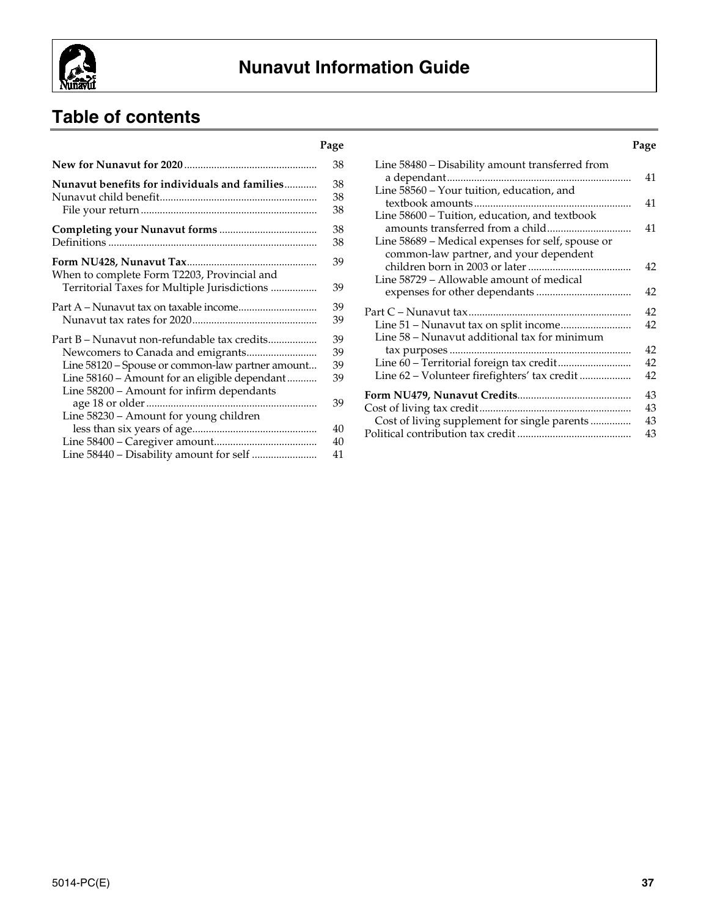# Nunavut Information Guide

## Table of contents

| | Page |
|---|---|
| **New for Nunavut for 2020** | 38 |
| **Nunavut benefits for individuals and families** | 38 |
| Nunavut child benefit | 38 |
| File your return | 38 |
| **Completing your Nunavut forms** | 38 |
| Definitions | 38 |
| **Form NU428, Nunavut Tax** | 39 |
| When to complete Form T2203, Provincial and Territorial Taxes for Multiple Jurisdictions | 39 |
| Part A – Nunavut tax on taxable income | 39 |
| Nunavut tax rates for 2020 | 39 |
| Part B – Nunavut non-refundable tax credits | 39 |
| Newcomers to Canada and emigrants | 39 |
| Line 58120 – Spouse or common-law partner amount | 39 |
| Line 58160 – Amount for an eligible dependant | 39 |
| Line 58200 – Amount for infirm dependants age 18 or older | 39 |
| Line 58230 – Amount for young children less than six years of age | 40 |
| Line 58400 – Caregiver amount | 40 |
| Line 58440 – Disability amount for self | 41 |
| Line 58480 – Disability amount transferred from a dependant | 41 |
| Line 58560 – Your tuition, education, and textbook amounts | 41 |
| Line 58600 – Tuition, education, and textbook amounts transferred from a child | 41 |
| Line 58689 – Medical expenses for self, spouse or common-law partner, and your dependent children born in 2003 or later | 42 |
| Line 58729 – Allowable amount of medical expenses for other dependants | 42 |
| Part C – Nunavut tax | 42 |
| Line 51 – Nunavut tax on split income | 42 |
| Line 58 – Nunavut additional tax for minimum tax purposes | 42 |
| Line 60 – Territorial foreign tax credit | 42 |
| Line 62 – Volunteer firefighters' tax credit | 42 |
| **Form NU479, Nunavut Credits** | 43 |
| Cost of living tax credit | 43 |
| Cost of living supplement for single parents | 43 |
| Political contribution tax credit | 43 |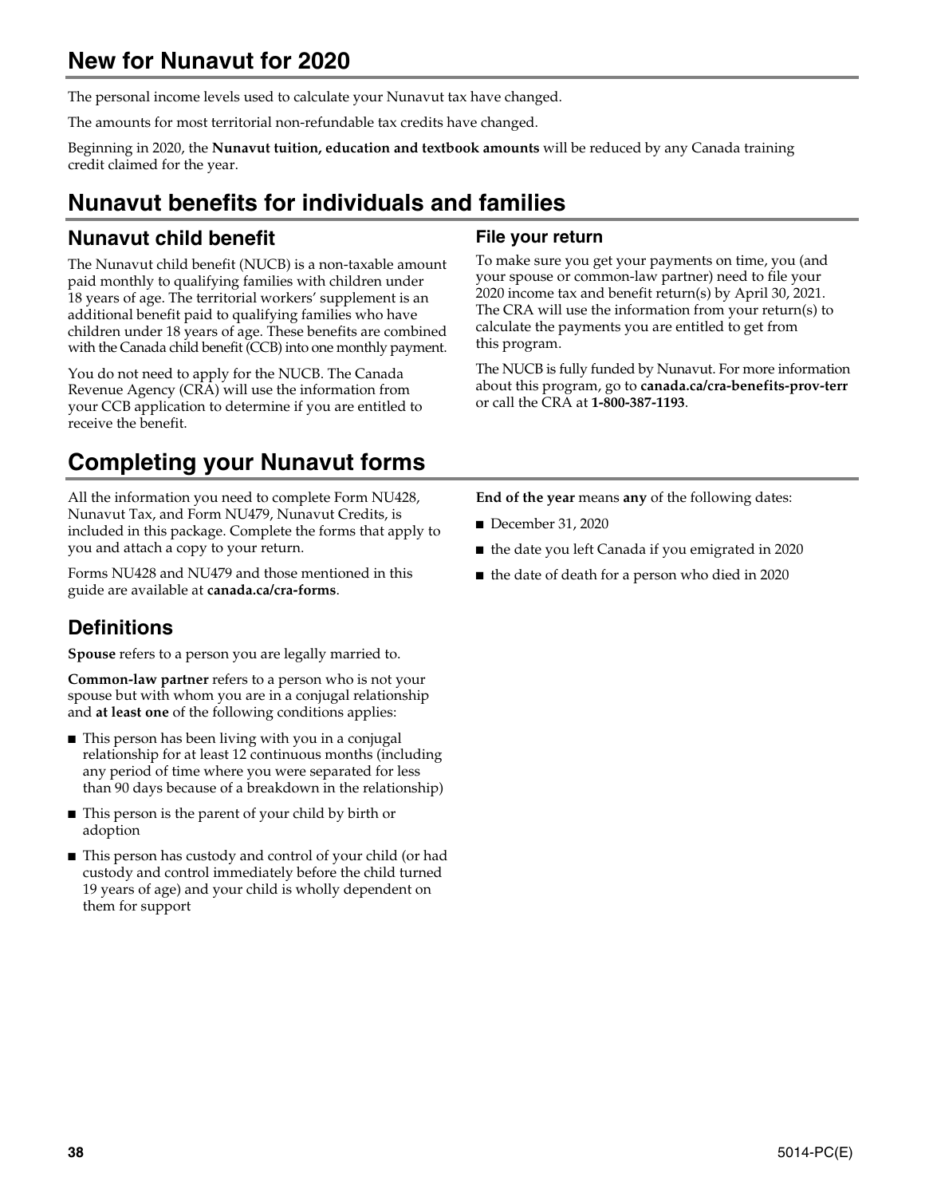# New for Nunavut for 2020

The personal income levels used to calculate your Nunavut tax have changed.

The amounts for most territorial non-refundable tax credits have changed.

Beginning in 2020, the **Nunavut tuition, education and textbook amounts** will be reduced by any Canada training credit claimed for the year.

# Nunavut benefits for individuals and families

## Nunavut child benefit

The Nunavut child benefit (NUCB) is a non-taxable amount paid monthly to qualifying families with children under 18 years of age. The territorial workers' supplement is an additional benefit paid to qualifying families who have children under 18 years of age. These benefits are combined with the Canada child benefit (CCB) into one monthly payment.

You do not need to apply for the NUCB. The Canada Revenue Agency (CRA) will use the information from your CCB application to determine if you are entitled to receive the benefit.

### File your return

To make sure you get your payments on time, you (and your spouse or common-law partner) need to file your 2020 income tax and benefit return(s) by April 30, 2021. The CRA will use the information from your return(s) to calculate the payments you are entitled to get from this program.

The NUCB is fully funded by Nunavut. For more information about this program, go to **canada.ca/cra-benefits-prov-terr** or call the CRA at **1-800-387-1193**.

# Completing your Nunavut forms

All the information you need to complete Form NU428, Nunavut Tax, and Form NU479, Nunavut Credits, is included in this package. Complete the forms that apply to you and attach a copy to your return.

Forms NU428 and NU479 and those mentioned in this guide are available at **canada.ca/cra-forms**.

## Definitions

**Spouse** refers to a person you are legally married to.

**Common-law partner** refers to a person who is not your spouse but with whom you are in a conjugal relationship and **at least one** of the following conditions applies:

- This person has been living with you in a conjugal relationship for at least 12 continuous months (including any period of time where you were separated for less than 90 days because of a breakdown in the relationship)
- This person is the parent of your child by birth or adoption
- This person has custody and control of your child (or had custody and control immediately before the child turned 19 years of age) and your child is wholly dependent on them for support

**End of the year** means **any** of the following dates:

- December 31, 2020
- the date you left Canada if you emigrated in 2020
- the date of death for a person who died in 2020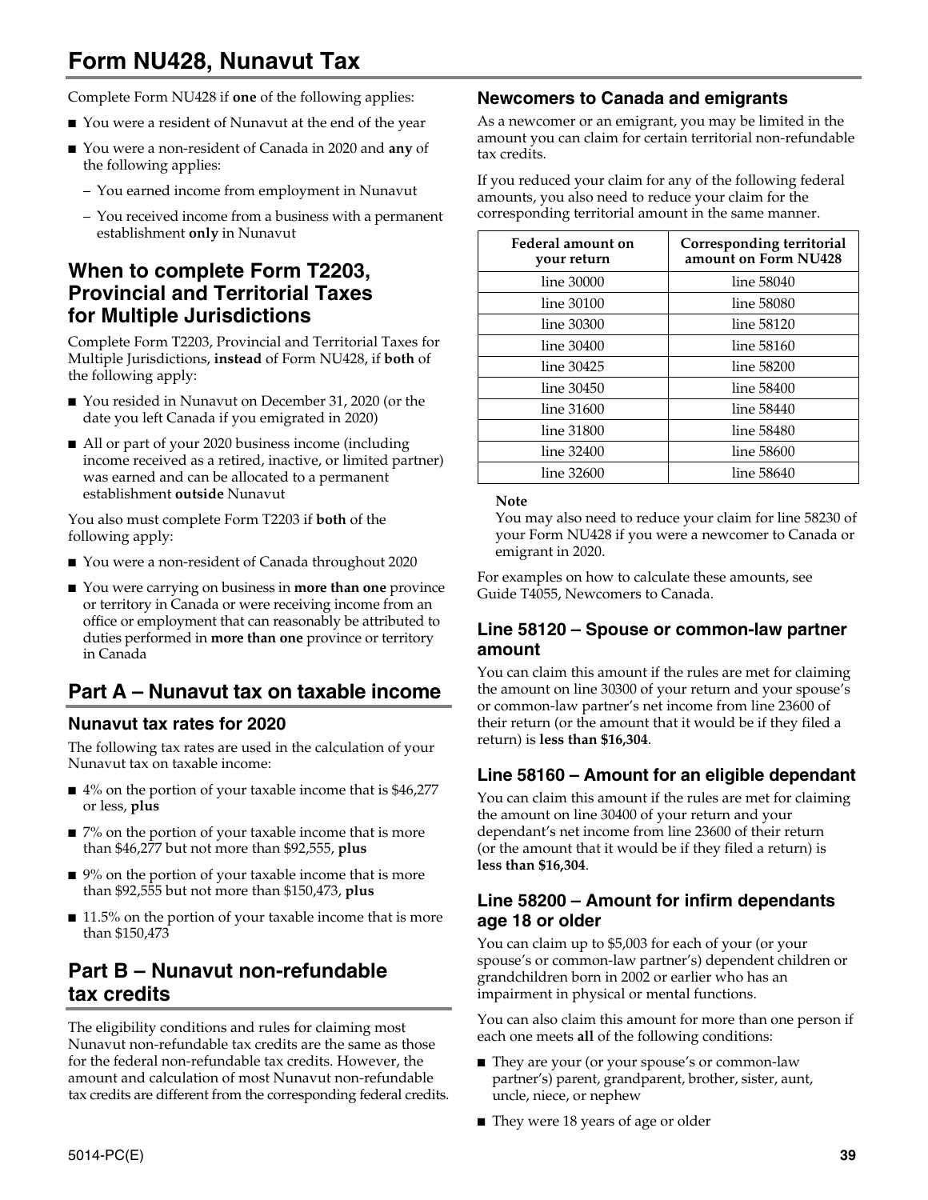// Form NU428, Nunavut Tax

Complete Form NU428 if **one** of the following applies:

- You were a resident of Nunavut at the end of the year
- You were a non-resident of Canada in 2020 and **any** of the following applies:
  - You earned income from employment in Nunavut
  - You received income from a business with a permanent establishment **only** in Nunavut

## When to complete Form T2203, Provincial and Territorial Taxes for Multiple Jurisdictions

Complete Form T2203, Provincial and Territorial Taxes for Multiple Jurisdictions, **instead** of Form NU428, if **both** of the following apply:

- You resided in Nunavut on December 31, 2020 (or the date you left Canada if you emigrated in 2020)
- All or part of your 2020 business income (including income received as a retired, inactive, or limited partner) was earned and can be allocated to a permanent establishment **outside** Nunavut

You also must complete Form T2203 if **both** of the following apply:

- You were a non-resident of Canada throughout 2020
- You were carrying on business in **more than one** province or territory in Canada or were receiving income from an office or employment that can reasonably be attributed to duties performed in **more than one** province or territory in Canada

## Part A – Nunavut tax on taxable income

### Nunavut tax rates for 2020

The following tax rates are used in the calculation of your Nunavut tax on taxable income:

- 4% on the portion of your taxable income that is $46,277 or less, **plus**
- 7% on the portion of your taxable income that is more than $46,277 but not more than $92,555, **plus**
- 9% on the portion of your taxable income that is more than $92,555 but not more than $150,473, **plus**
- 11.5% on the portion of your taxable income that is more than $150,473

## Part B – Nunavut non-refundable tax credits

The eligibility conditions and rules for claiming most Nunavut non-refundable tax credits are the same as those for the federal non-refundable tax credits. However, the amount and calculation of most Nunavut non-refundable tax credits are different from the corresponding federal credits.

### Newcomers to Canada and emigrants

As a newcomer or an emigrant, you may be limited in the amount you can claim for certain territorial non-refundable tax credits.

If you reduced your claim for any of the following federal amounts, you also need to reduce your claim for the corresponding territorial amount in the same manner.

| Federal amount on your return | Corresponding territorial amount on Form NU428 |
|---|---|
| line 30000 | line 58040 |
| line 30100 | line 58080 |
| line 30300 | line 58120 |
| line 30400 | line 58160 |
| line 30425 | line 58200 |
| line 30450 | line 58400 |
| line 31600 | line 58440 |
| line 31800 | line 58480 |
| line 32400 | line 58600 |
| line 32600 | line 58640 |

**Note**

You may also need to reduce your claim for line 58230 of your Form NU428 if you were a newcomer to Canada or emigrant in 2020.

For examples on how to calculate these amounts, see Guide T4055, Newcomers to Canada.

### Line 58120 – Spouse or common-law partner amount

You can claim this amount if the rules are met for claiming the amount on line 30300 of your return and your spouse's or common-law partner's net income from line 23600 of their return (or the amount that it would be if they filed a return) is **less than $16,304**.

### Line 58160 – Amount for an eligible dependant

You can claim this amount if the rules are met for claiming the amount on line 30400 of your return and your dependant's net income from line 23600 of their return (or the amount that it would be if they filed a return) is **less than $16,304**.

### Line 58200 – Amount for infirm dependants age 18 or older

You can claim up to $5,003 for each of your (or your spouse's or common-law partner's) dependent children or grandchildren born in 2002 or earlier who has an impairment in physical or mental functions.

You can also claim this amount for more than one person if each one meets **all** of the following conditions:

- They are your (or your spouse's or common-law partner's) parent, grandparent, brother, sister, aunt, uncle, niece, or nephew
- They were 18 years of age or older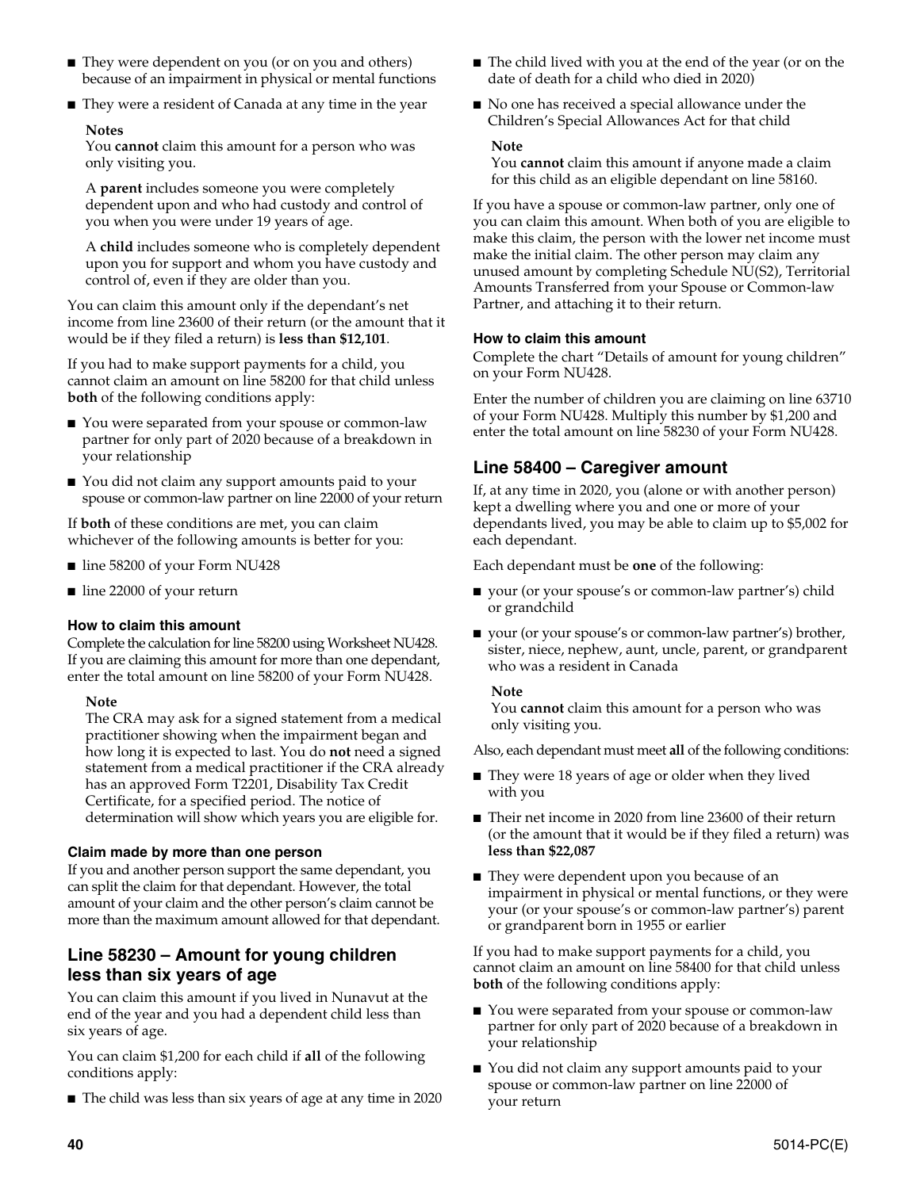- They were dependent on you (or on you and others) because of an impairment in physical or mental functions
- They were a resident of Canada at any time in the year

**Notes**

You **cannot** claim this amount for a person who was only visiting you.

A **parent** includes someone you were completely dependent upon and who had custody and control of you when you were under 19 years of age.

A **child** includes someone who is completely dependent upon you for support and whom you have custody and control of, even if they are older than you.

You can claim this amount only if the dependant's net income from line 23600 of their return (or the amount that it would be if they filed a return) is **less than $12,101**.

If you had to make support payments for a child, you cannot claim an amount on line 58200 for that child unless **both** of the following conditions apply:

- You were separated from your spouse or common-law partner for only part of 2020 because of a breakdown in your relationship
- You did not claim any support amounts paid to your spouse or common-law partner on line 22000 of your return

If **both** of these conditions are met, you can claim whichever of the following amounts is better for you:

- line 58200 of your Form NU428
- line 22000 of your return

#### How to claim this amount

Complete the calculation for line 58200 using Worksheet NU428. If you are claiming this amount for more than one dependant, enter the total amount on line 58200 of your Form NU428.

**Note**

The CRA may ask for a signed statement from a medical practitioner showing when the impairment began and how long it is expected to last. You do **not** need a signed statement from a medical practitioner if the CRA already has an approved Form T2201, Disability Tax Credit Certificate, for a specified period. The notice of determination will show which years you are eligible for.

#### Claim made by more than one person

If you and another person support the same dependant, you can split the claim for that dependant. However, the total amount of your claim and the other person's claim cannot be more than the maximum amount allowed for that dependant.

## Line 58230 – Amount for young children less than six years of age

You can claim this amount if you lived in Nunavut at the end of the year and you had a dependent child less than six years of age.

You can claim $1,200 for each child if **all** of the following conditions apply:

- The child was less than six years of age at any time in 2020
- The child lived with you at the end of the year (or on the date of death for a child who died in 2020)
- No one has received a special allowance under the Children's Special Allowances Act for that child

**Note**

You **cannot** claim this amount if anyone made a claim for this child as an eligible dependant on line 58160.

If you have a spouse or common-law partner, only one of you can claim this amount. When both of you are eligible to make this claim, the person with the lower net income must make the initial claim. The other person may claim any unused amount by completing Schedule NU(S2), Territorial Amounts Transferred from your Spouse or Common-law Partner, and attaching it to their return.

#### How to claim this amount

Complete the chart "Details of amount for young children" on your Form NU428.

Enter the number of children you are claiming on line 63710 of your Form NU428. Multiply this number by $1,200 and enter the total amount on line 58230 of your Form NU428.

## Line 58400 – Caregiver amount

If, at any time in 2020, you (alone or with another person) kept a dwelling where you and one or more of your dependants lived, you may be able to claim up to $5,002 for each dependant.

Each dependant must be **one** of the following:

- your (or your spouse's or common-law partner's) child or grandchild
- your (or your spouse's or common-law partner's) brother, sister, niece, nephew, aunt, uncle, parent, or grandparent who was a resident in Canada

**Note**

You **cannot** claim this amount for a person who was only visiting you.

Also, each dependant must meet **all** of the following conditions:

- They were 18 years of age or older when they lived with you
- Their net income in 2020 from line 23600 of their return (or the amount that it would be if they filed a return) was **less than $22,087**
- They were dependent upon you because of an impairment in physical or mental functions, or they were your (or your spouse's or common-law partner's) parent or grandparent born in 1955 or earlier

If you had to make support payments for a child, you cannot claim an amount on line 58400 for that child unless **both** of the following conditions apply:

- You were separated from your spouse or common-law partner for only part of 2020 because of a breakdown in your relationship
- You did not claim any support amounts paid to your spouse or common-law partner on line 22000 of your return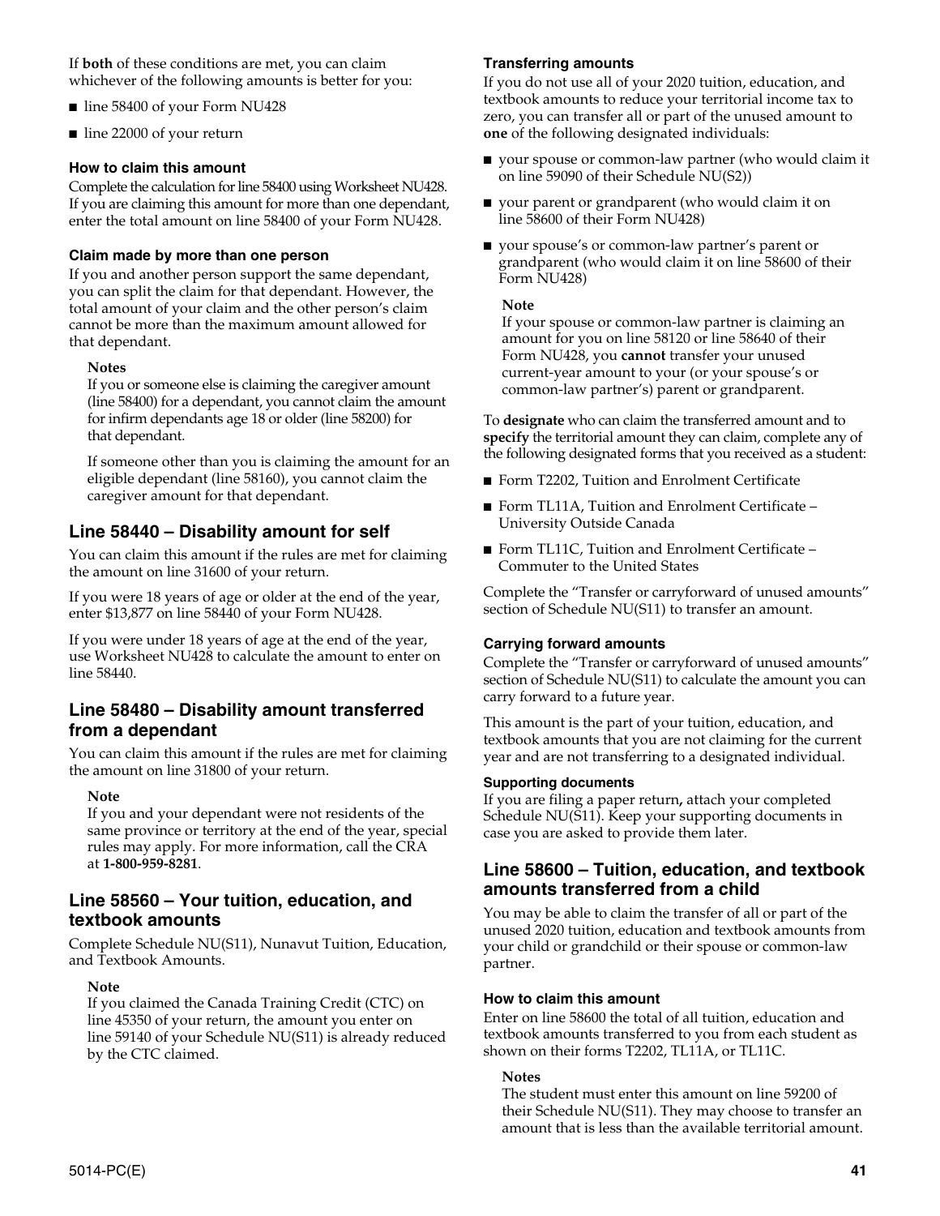If **both** of these conditions are met, you can claim whichever of the following amounts is better for you:

- line 58400 of your Form NU428
- line 22000 of your return

#### How to claim this amount

Complete the calculation for line 58400 using Worksheet NU428. If you are claiming this amount for more than one dependant, enter the total amount on line 58400 of your Form NU428.

#### Claim made by more than one person

If you and another person support the same dependant, you can split the claim for that dependant. However, the total amount of your claim and the other person's claim cannot be more than the maximum amount allowed for that dependant.

> **Notes**
>
> If you or someone else is claiming the caregiver amount (line 58400) for a dependant, you cannot claim the amount for infirm dependants age 18 or older (line 58200) for that dependant.
>
> If someone other than you is claiming the amount for an eligible dependant (line 58160), you cannot claim the caregiver amount for that dependant.

## Line 58440 – Disability amount for self

You can claim this amount if the rules are met for claiming the amount on line 31600 of your return.

If you were 18 years of age or older at the end of the year, enter $13,877 on line 58440 of your Form NU428.

If you were under 18 years of age at the end of the year, use Worksheet NU428 to calculate the amount to enter on line 58440.

## Line 58480 – Disability amount transferred from a dependant

You can claim this amount if the rules are met for claiming the amount on line 31800 of your return.

> **Note**
>
> If you and your dependant were not residents of the same province or territory at the end of the year, special rules may apply. For more information, call the CRA at **1-800-959-8281**.

## Line 58560 – Your tuition, education, and textbook amounts

Complete Schedule NU(S11), Nunavut Tuition, Education, and Textbook Amounts.

> **Note**
>
> If you claimed the Canada Training Credit (CTC) on line 45350 of your return, the amount you enter on line 59140 of your Schedule NU(S11) is already reduced by the CTC claimed.

#### Transferring amounts

If you do not use all of your 2020 tuition, education, and textbook amounts to reduce your territorial income tax to zero, you can transfer all or part of the unused amount to **one** of the following designated individuals:

- your spouse or common-law partner (who would claim it on line 59090 of their Schedule NU(S2))
- your parent or grandparent (who would claim it on line 58600 of their Form NU428)
- your spouse's or common-law partner's parent or grandparent (who would claim it on line 58600 of their Form NU428)

> **Note**
>
> If your spouse or common-law partner is claiming an amount for you on line 58120 or line 58640 of their Form NU428, you **cannot** transfer your unused current-year amount to your (or your spouse's or common-law partner's) parent or grandparent.

To **designate** who can claim the transferred amount and to **specify** the territorial amount they can claim, complete any of the following designated forms that you received as a student:

- Form T2202, Tuition and Enrolment Certificate
- Form TL11A, Tuition and Enrolment Certificate – University Outside Canada
- Form TL11C, Tuition and Enrolment Certificate – Commuter to the United States

Complete the "Transfer or carryforward of unused amounts" section of Schedule NU(S11) to transfer an amount.

#### Carrying forward amounts

Complete the "Transfer or carryforward of unused amounts" section of Schedule NU(S11) to calculate the amount you can carry forward to a future year.

This amount is the part of your tuition, education, and textbook amounts that you are not claiming for the current year and are not transferring to a designated individual.

#### Supporting documents

If you are filing a paper return**,** attach your completed Schedule NU(S11). Keep your supporting documents in case you are asked to provide them later.

## Line 58600 – Tuition, education, and textbook amounts transferred from a child

You may be able to claim the transfer of all or part of the unused 2020 tuition, education and textbook amounts from your child or grandchild or their spouse or common-law partner.

#### How to claim this amount

Enter on line 58600 the total of all tuition, education and textbook amounts transferred to you from each student as shown on their forms T2202, TL11A, or TL11C.

> **Notes**
>
> The student must enter this amount on line 59200 of their Schedule NU(S11). They may choose to transfer an amount that is less than the available territorial amount.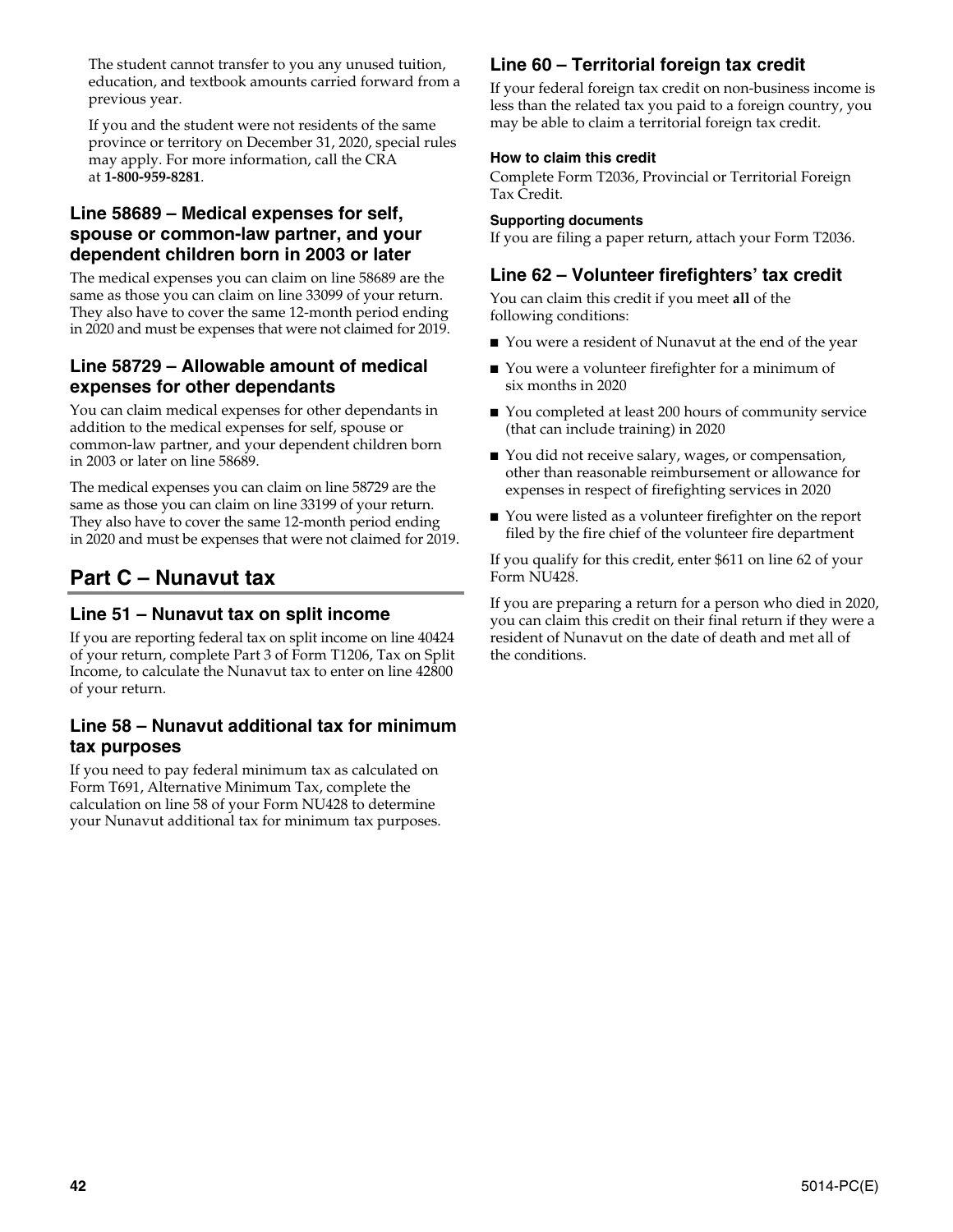The student cannot transfer to you any unused tuition, education, and textbook amounts carried forward from a previous year.

If you and the student were not residents of the same province or territory on December 31, 2020, special rules may apply. For more information, call the CRA at **1-800-959-8281**.

### Line 58689 – Medical expenses for self, spouse or common-law partner, and your dependent children born in 2003 or later

The medical expenses you can claim on line 58689 are the same as those you can claim on line 33099 of your return. They also have to cover the same 12-month period ending in 2020 and must be expenses that were not claimed for 2019.

### Line 58729 – Allowable amount of medical expenses for other dependants

You can claim medical expenses for other dependants in addition to the medical expenses for self, spouse or common-law partner, and your dependent children born in 2003 or later on line 58689.

The medical expenses you can claim on line 58729 are the same as those you can claim on line 33199 of your return. They also have to cover the same 12-month period ending in 2020 and must be expenses that were not claimed for 2019.

## Part C – Nunavut tax

### Line 51 – Nunavut tax on split income

If you are reporting federal tax on split income on line 40424 of your return, complete Part 3 of Form T1206, Tax on Split Income, to calculate the Nunavut tax to enter on line 42800 of your return.

### Line 58 – Nunavut additional tax for minimum tax purposes

If you need to pay federal minimum tax as calculated on Form T691, Alternative Minimum Tax, complete the calculation on line 58 of your Form NU428 to determine your Nunavut additional tax for minimum tax purposes.

### Line 60 – Territorial foreign tax credit

If your federal foreign tax credit on non-business income is less than the related tax you paid to a foreign country, you may be able to claim a territorial foreign tax credit.

#### How to claim this credit

Complete Form T2036, Provincial or Territorial Foreign Tax Credit.

#### Supporting documents

If you are filing a paper return, attach your Form T2036.

### Line 62 – Volunteer firefighters' tax credit

You can claim this credit if you meet **all** of the following conditions:

- You were a resident of Nunavut at the end of the year
- You were a volunteer firefighter for a minimum of six months in 2020
- You completed at least 200 hours of community service (that can include training) in 2020
- You did not receive salary, wages, or compensation, other than reasonable reimbursement or allowance for expenses in respect of firefighting services in 2020
- You were listed as a volunteer firefighter on the report filed by the fire chief of the volunteer fire department

If you qualify for this credit, enter $611 on line 62 of your Form NU428.

If you are preparing a return for a person who died in 2020, you can claim this credit on their final return if they were a resident of Nunavut on the date of death and met all of the conditions.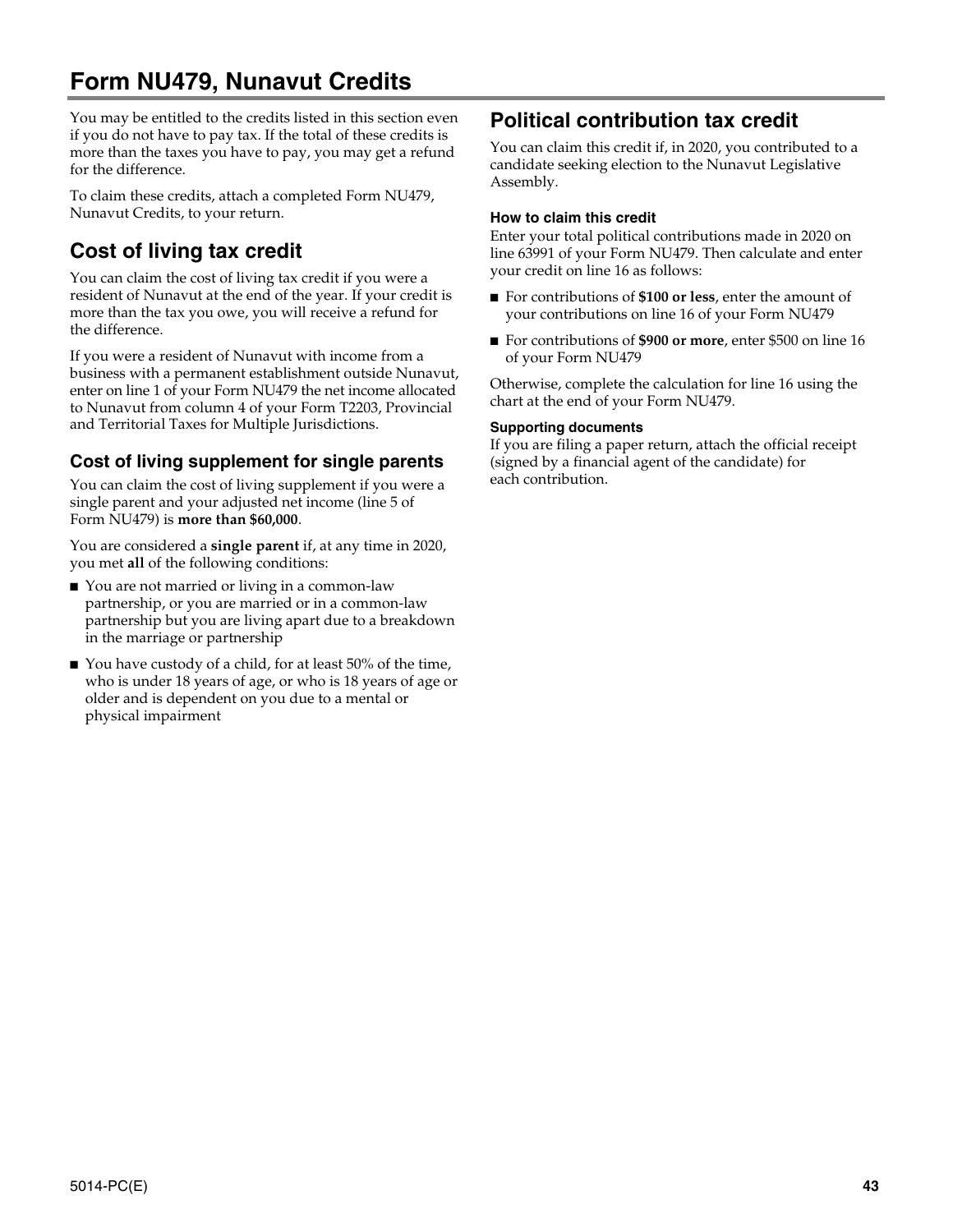# Form NU479, Nunavut Credits

You may be entitled to the credits listed in this section even if you do not have to pay tax. If the total of these credits is more than the taxes you have to pay, you may get a refund for the difference.

To claim these credits, attach a completed Form NU479, Nunavut Credits, to your return.

## Cost of living tax credit

You can claim the cost of living tax credit if you were a resident of Nunavut at the end of the year. If your credit is more than the tax you owe, you will receive a refund for the difference.

If you were a resident of Nunavut with income from a business with a permanent establishment outside Nunavut, enter on line 1 of your Form NU479 the net income allocated to Nunavut from column 4 of your Form T2203, Provincial and Territorial Taxes for Multiple Jurisdictions.

### Cost of living supplement for single parents

You can claim the cost of living supplement if you were a single parent and your adjusted net income (line 5 of Form NU479) is **more than $60,000**.

You are considered a **single parent** if, at any time in 2020, you met **all** of the following conditions:

- You are not married or living in a common-law partnership, or you are married or in a common-law partnership but you are living apart due to a breakdown in the marriage or partnership
- You have custody of a child, for at least 50% of the time, who is under 18 years of age, or who is 18 years of age or older and is dependent on you due to a mental or physical impairment

## Political contribution tax credit

You can claim this credit if, in 2020, you contributed to a candidate seeking election to the Nunavut Legislative Assembly.

#### How to claim this credit

Enter your total political contributions made in 2020 on line 63991 of your Form NU479. Then calculate and enter your credit on line 16 as follows:

- For contributions of **$100 or less**, enter the amount of your contributions on line 16 of your Form NU479
- For contributions of **$900 or more**, enter $500 on line 16 of your Form NU479

Otherwise, complete the calculation for line 16 using the chart at the end of your Form NU479.

#### Supporting documents

If you are filing a paper return, attach the official receipt (signed by a financial agent of the candidate) for each contribution.